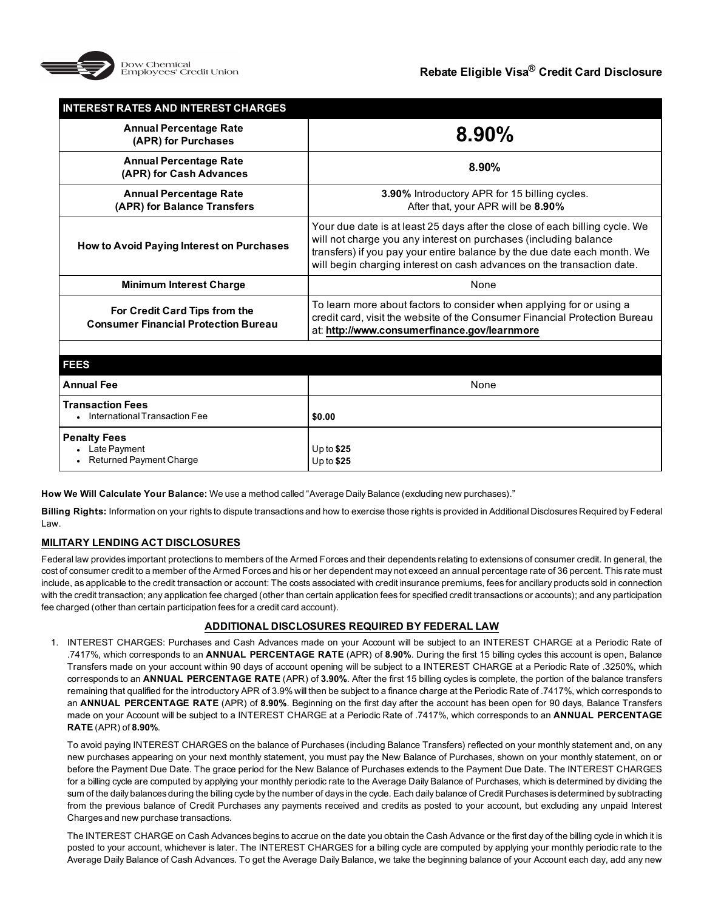Dow Chemical Employees' Credit Union

# Rebate Eligible Visa® Credit Card Disclosure

| INTEREST RATES AND INTEREST CHARGES | |
|---|---|
| **Annual Percentage Rate (APR) for Purchases** | **8.90%** |
| **Annual Percentage Rate (APR) for Cash Advances** | **8.90%** |
| **Annual Percentage Rate (APR) for Balance Transfers** | **3.90%** Introductory APR for 15 billing cycles. After that, your APR will be **8.90%** |
| **How to Avoid Paying Interest on Purchases** | Your due date is at least 25 days after the close of each billing cycle. We will not charge you any interest on purchases (including balance transfers) if you pay your entire balance by the due date each month. We will begin charging interest on cash advances on the transaction date. |
| **Minimum Interest Charge** | None |
| **For Credit Card Tips from the Consumer Financial Protection Bureau** | To learn more about factors to consider when applying for or using a credit card, visit the website of the Consumer Financial Protection Bureau at: **http://www.consumerfinance.gov/learnmore** |

| FEES | |
|---|---|
| **Annual Fee** | None |
| **Transaction Fees**<br>• International Transaction Fee | **$0.00** |
| **Penalty Fees**<br>• Late Payment<br>• Returned Payment Charge | Up to **$25**<br>Up to **$25** |

**How We Will Calculate Your Balance:** We use a method called "Average Daily Balance (excluding new purchases)."

**Billing Rights:** Information on your rights to dispute transactions and how to exercise those rights is provided in Additional Disclosures Required by Federal Law.

## MILITARY LENDING ACT DISCLOSURES

Federal law provides important protections to members of the Armed Forces and their dependents relating to extensions of consumer credit. In general, the cost of consumer credit to a member of the Armed Forces and his or her dependent may not exceed an annual percentage rate of 36 percent. This rate must include, as applicable to the credit transaction or account: The costs associated with credit insurance premiums, fees for ancillary products sold in connection with the credit transaction; any application fee charged (other than certain application fees for specified credit transactions or accounts); and any participation fee charged (other than certain participation fees for a credit card account).

## ADDITIONAL DISCLOSURES REQUIRED BY FEDERAL LAW

1. INTEREST CHARGES: Purchases and Cash Advances made on your Account will be subject to an INTEREST CHARGE at a Periodic Rate of .7417%, which corresponds to an **ANNUAL PERCENTAGE RATE** (APR) of **8.90%**. During the first 15 billing cycles this account is open, Balance Transfers made on your account within 90 days of account opening will be subject to a INTEREST CHARGE at a Periodic Rate of .3250%, which corresponds to an **ANNUAL PERCENTAGE RATE** (APR) of **3.90%**. After the first 15 billing cycles is complete, the portion of the balance transfers remaining that qualified for the introductory APR of 3.9% will then be subject to a finance charge at the Periodic Rate of .7417%, which corresponds to an **ANNUAL PERCENTAGE RATE** (APR) of **8.90%**. Beginning on the first day after the account has been open for 90 days, Balance Transfers made on your Account will be subject to a INTEREST CHARGE at a Periodic Rate of .7417%, which corresponds to an **ANNUAL PERCENTAGE RATE** (APR) of **8.90%**.

   To avoid paying INTEREST CHARGES on the balance of Purchases (including Balance Transfers) reflected on your monthly statement and, on any new purchases appearing on your next monthly statement, you must pay the New Balance of Purchases, shown on your monthly statement, on or before the Payment Due Date. The grace period for the New Balance of Purchases extends to the Payment Due Date. The INTEREST CHARGES for a billing cycle are computed by applying your monthly periodic rate to the Average Daily Balance of Purchases, which is determined by dividing the sum of the daily balances during the billing cycle by the number of days in the cycle. Each daily balance of Credit Purchases is determined by subtracting from the previous balance of Credit Purchases any payments received and credits as posted to your account, but excluding any unpaid Interest Charges and new purchase transactions.

   The INTEREST CHARGE on Cash Advances begins to accrue on the date you obtain the Cash Advance or the first day of the billing cycle in which it is posted to your account, whichever is later. The INTEREST CHARGES for a billing cycle are computed by applying your monthly periodic rate to the Average Daily Balance of Cash Advances. To get the Average Daily Balance, we take the beginning balance of your Account each day, add any new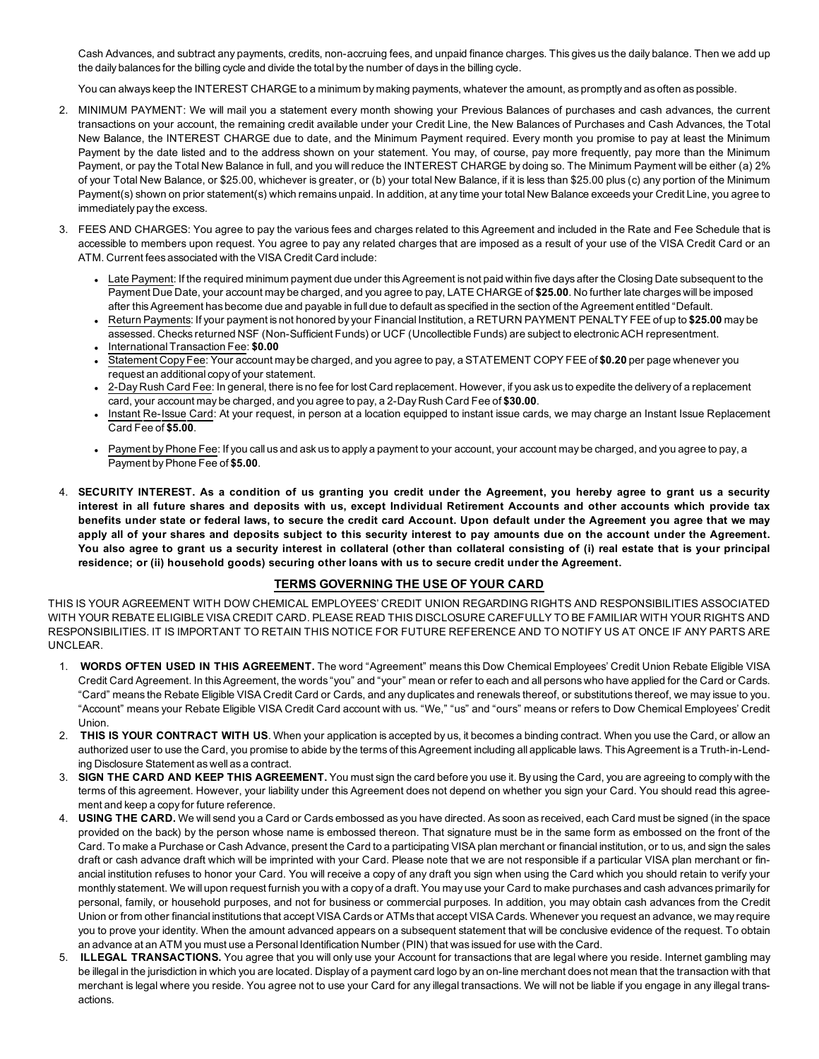Cash Advances, and subtract any payments, credits, non-accruing fees, and unpaid finance charges. This gives us the daily balance. Then we add up the daily balances for the billing cycle and divide the total by the number of days in the billing cycle.

You can always keep the INTEREST CHARGE to a minimum by making payments, whatever the amount, as promptly and as often as possible.

2. MINIMUM PAYMENT: We will mail you a statement every month showing your Previous Balances of purchases and cash advances, the current transactions on your account, the remaining credit available under your Credit Line, the New Balances of Purchases and Cash Advances, the Total New Balance, the INTEREST CHARGE due to date, and the Minimum Payment required. Every month you promise to pay at least the Minimum Payment by the date listed and to the address shown on your statement. You may, of course, pay more frequently, pay more than the Minimum Payment, or pay the Total New Balance in full, and you will reduce the INTEREST CHARGE by doing so. The Minimum Payment will be either (a) 2% of your Total New Balance, or $25.00, whichever is greater, or (b) your total New Balance, if it is less than $25.00 plus (c) any portion of the Minimum Payment(s) shown on prior statement(s) which remains unpaid. In addition, at any time your total New Balance exceeds your Credit Line, you agree to immediately pay the excess.

3. FEES AND CHARGES: You agree to pay the various fees and charges related to this Agreement and included in the Rate and Fee Schedule that is accessible to members upon request. You agree to pay any related charges that are imposed as a result of your use of the VISA Credit Card or an ATM. Current fees associated with the VISA Credit Card include:
   - Late Payment: If the required minimum payment due under this Agreement is not paid within five days after the Closing Date subsequent to the Payment Due Date, your account may be charged, and you agree to pay, LATE CHARGE of **$25.00**. No further late charges will be imposed after this Agreement has become due and payable in full due to default as specified in the section of the Agreement entitled "Default.
   - Return Payments: If your payment is not honored by your Financial Institution, a RETURN PAYMENT PENALTY FEE of up to **$25.00** may be assessed. Checks returned NSF (Non-Sufficient Funds) or UCF (Uncollectible Funds) are subject to electronic ACH representment.
   - International Transaction Fee: **$0.00**
   - Statement Copy Fee: Your account may be charged, and you agree to pay, a STATEMENT COPY FEE of **$0.20** per page whenever you request an additional copy of your statement.
   - 2-Day Rush Card Fee: In general, there is no fee for lost Card replacement. However, if you ask us to expedite the delivery of a replacement card, your account may be charged, and you agree to pay, a 2-Day Rush Card Fee of **$30.00**.
   - Instant Re-Issue Card: At your request, in person at a location equipped to instant issue cards, we may charge an Instant Issue Replacement Card Fee of **$5.00**.
   - Payment by Phone Fee: If you call us and ask us to apply a payment to your account, your account may be charged, and you agree to pay, a Payment by Phone Fee of **$5.00**.

4. **SECURITY INTEREST. As a condition of us granting you credit under the Agreement, you hereby agree to grant us a security interest in all future shares and deposits with us, except Individual Retirement Accounts and other accounts which provide tax benefits under state or federal laws, to secure the credit card Account. Upon default under the Agreement you agree that we may apply all of your shares and deposits subject to this security interest to pay amounts due on the account under the Agreement. You also agree to grant us a security interest in collateral (other than collateral consisting of (i) real estate that is your principal residence; or (ii) household goods) securing other loans with us to secure credit under the Agreement.**

## TERMS GOVERNING THE USE OF YOUR CARD

THIS IS YOUR AGREEMENT WITH DOW CHEMICAL EMPLOYEES' CREDIT UNION REGARDING RIGHTS AND RESPONSIBILITIES ASSOCIATED WITH YOUR REBATE ELIGIBLE VISA CREDIT CARD. PLEASE READ THIS DISCLOSURE CAREFULLY TO BE FAMILIAR WITH YOUR RIGHTS AND RESPONSIBILITIES. IT IS IMPORTANT TO RETAIN THIS NOTICE FOR FUTURE REFERENCE AND TO NOTIFY US AT ONCE IF ANY PARTS ARE UNCLEAR.

1. **WORDS OFTEN USED IN THIS AGREEMENT.** The word "Agreement" means this Dow Chemical Employees' Credit Union Rebate Eligible VISA Credit Card Agreement. In this Agreement, the words "you" and "your" mean or refer to each and all persons who have applied for the Card or Cards. "Card" means the Rebate Eligible VISA Credit Card or Cards, and any duplicates and renewals thereof, or substitutions thereof, we may issue to you. "Account" means your Rebate Eligible VISA Credit Card account with us. "We," "us" and "ours" means or refers to Dow Chemical Employees' Credit Union.
2. **THIS IS YOUR CONTRACT WITH US**. When your application is accepted by us, it becomes a binding contract. When you use the Card, or allow an authorized user to use the Card, you promise to abide by the terms of this Agreement including all applicable laws. This Agreement is a Truth-in-Lending Disclosure Statement as well as a contract.
3. **SIGN THE CARD AND KEEP THIS AGREEMENT.** You must sign the card before you use it. By using the Card, you are agreeing to comply with the terms of this agreement. However, your liability under this Agreement does not depend on whether you sign your Card. You should read this agreement and keep a copy for future reference.
4. **USING THE CARD.** We will send you a Card or Cards embossed as you have directed. As soon as received, each Card must be signed (in the space provided on the back) by the person whose name is embossed thereon. That signature must be in the same form as embossed on the front of the Card. To make a Purchase or Cash Advance, present the Card to a participating VISA plan merchant or financial institution, or to us, and sign the sales draft or cash advance draft which will be imprinted with your Card. Please note that we are not responsible if a particular VISA plan merchant or financial institution refuses to honor your Card. You will receive a copy of any draft you sign when using the Card which you should retain to verify your monthly statement. We will upon request furnish you with a copy of a draft. You may use your Card to make purchases and cash advances primarily for personal, family, or household purposes, and not for business or commercial purposes. In addition, you may obtain cash advances from the Credit Union or from other financial institutions that accept VISA Cards or ATMs that accept VISA Cards. Whenever you request an advance, we may require you to prove your identity. When the amount advanced appears on a subsequent statement that will be conclusive evidence of the request. To obtain an advance at an ATM you must use a Personal Identification Number (PIN) that was issued for use with the Card.
5. **ILLEGAL TRANSACTIONS.** You agree that you will only use your Account for transactions that are legal where you reside. Internet gambling may be illegal in the jurisdiction in which you are located. Display of a payment card logo by an on-line merchant does not mean that the transaction with that merchant is legal where you reside. You agree not to use your Card for any illegal transactions. We will not be liable if you engage in any illegal transactions.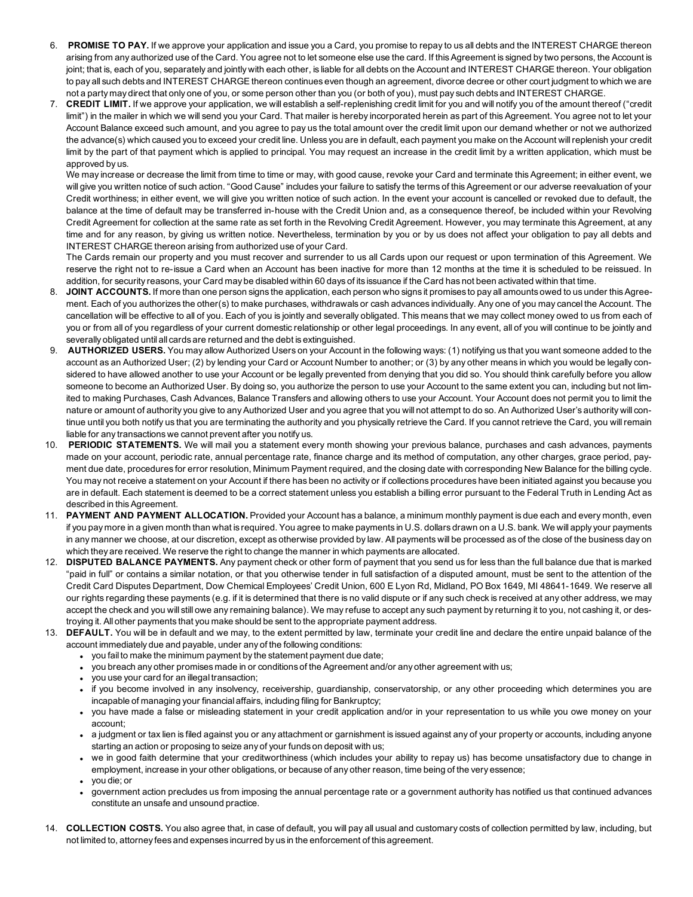6. **PROMISE TO PAY.** If we approve your application and issue you a Card, you promise to repay to us all debts and the INTEREST CHARGE thereon arising from any authorized use of the Card. You agree not to let someone else use the card. If this Agreement is signed by two persons, the Account is joint; that is, each of you, separately and jointly with each other, is liable for all debts on the Account and INTEREST CHARGE thereon. Your obligation to pay all such debts and INTEREST CHARGE thereon continues even though an agreement, divorce decree or other court judgment to which we are not a party may direct that only one of you, or some person other than you (or both of you), must pay such debts and INTEREST CHARGE.
7. **CREDIT LIMIT.** If we approve your application, we will establish a self-replenishing credit limit for you and will notify you of the amount thereof ("credit limit") in the mailer in which we will send you your Card. That mailer is hereby incorporated herein as part of this Agreement. You agree not to let your Account Balance exceed such amount, and you agree to pay us the total amount over the credit limit upon our demand whether or not we authorized the advance(s) which caused you to exceed your credit line. Unless you are in default, each payment you make on the Account will replenish your credit limit by the part of that payment which is applied to principal. You may request an increase in the credit limit by a written application, which must be approved by us.

   We may increase or decrease the limit from time to time or may, with good cause, revoke your Card and terminate this Agreement; in either event, we will give you written notice of such action. "Good Cause" includes your failure to satisfy the terms of this Agreement or our adverse reevaluation of your Credit worthiness; in either event, we will give you written notice of such action. In the event your account is cancelled or revoked due to default, the balance at the time of default may be transferred in-house with the Credit Union and, as a consequence thereof, be included within your Revolving Credit Agreement for collection at the same rate as set forth in the Revolving Credit Agreement. However, you may terminate this Agreement, at any time and for any reason, by giving us written notice. Nevertheless, termination by you or by us does not affect your obligation to pay all debts and INTEREST CHARGE thereon arising from authorized use of your Card.

   The Cards remain our property and you must recover and surrender to us all Cards upon our request or upon termination of this Agreement. We reserve the right not to re-issue a Card when an Account has been inactive for more than 12 months at the time it is scheduled to be reissued. In addition, for security reasons, your Card may be disabled within 60 days of its issuance if the Card has not been activated within that time.
8. **JOINT ACCOUNTS.** If more than one person signs the application, each person who signs it promises to pay all amounts owed to us under this Agreement. Each of you authorizes the other(s) to make purchases, withdrawals or cash advances individually. Any one of you may cancel the Account. The cancellation will be effective to all of you. Each of you is jointly and severally obligated. This means that we may collect money owed to us from each of you or from all of you regardless of your current domestic relationship or other legal proceedings. In any event, all of you will continue to be jointly and severally obligated until all cards are returned and the debt is extinguished.
9. **AUTHORIZED USERS.** You may allow Authorized Users on your Account in the following ways: (1) notifying us that you want someone added to the account as an Authorized User; (2) by lending your Card or Account Number to another; or (3) by any other means in which you would be legally considered to have allowed another to use your Account or be legally prevented from denying that you did so. You should think carefully before you allow someone to become an Authorized User. By doing so, you authorize the person to use your Account to the same extent you can, including but not limited to making Purchases, Cash Advances, Balance Transfers and allowing others to use your Account. Your Account does not permit you to limit the nature or amount of authority you give to any Authorized User and you agree that you will not attempt to do so. An Authorized User's authority will continue until you both notify us that you are terminating the authority and you physically retrieve the Card. If you cannot retrieve the Card, you will remain liable for any transactions we cannot prevent after you notify us.
10. **PERIODIC STATEMENTS.** We will mail you a statement every month showing your previous balance, purchases and cash advances, payments made on your account, periodic rate, annual percentage rate, finance charge and its method of computation, any other charges, grace period, payment due date, procedures for error resolution, Minimum Payment required, and the closing date with corresponding New Balance for the billing cycle. You may not receive a statement on your Account if there has been no activity or if collections procedures have been initiated against you because you are in default. Each statement is deemed to be a correct statement unless you establish a billing error pursuant to the Federal Truth in Lending Act as described in this Agreement.
11. **PAYMENT AND PAYMENT ALLOCATION.** Provided your Account has a balance, a minimum monthly payment is due each and every month, even if you pay more in a given month than what is required. You agree to make payments in U.S. dollars drawn on a U.S. bank. We will apply your payments in any manner we choose, at our discretion, except as otherwise provided by law. All payments will be processed as of the close of the business day on which they are received. We reserve the right to change the manner in which payments are allocated.
12. **DISPUTED BALANCE PAYMENTS.** Any payment check or other form of payment that you send us for less than the full balance due that is marked "paid in full" or contains a similar notation, or that you otherwise tender in full satisfaction of a disputed amount, must be sent to the attention of the Credit Card Disputes Department, Dow Chemical Employees' Credit Union, 600 E Lyon Rd, Midland, PO Box 1649, MI 48641-1649. We reserve all our rights regarding these payments (e.g. if it is determined that there is no valid dispute or if any such check is received at any other address, we may accept the check and you will still owe any remaining balance). We may refuse to accept any such payment by returning it to you, not cashing it, or destroying it. All other payments that you make should be sent to the appropriate payment address.
13. **DEFAULT.** You will be in default and we may, to the extent permitted by law, terminate your credit line and declare the entire unpaid balance of the account immediately due and payable, under any of the following conditions:
    - you fail to make the minimum payment by the statement payment due date;
    - you breach any other promises made in or conditions of the Agreement and/or any other agreement with us;
    - you use your card for an illegal transaction;
    - if you become involved in any insolvency, receivership, guardianship, conservatorship, or any other proceeding which determines you are incapable of managing your financial affairs, including filing for Bankruptcy;
    - you have made a false or misleading statement in your credit application and/or in your representation to us while you owe money on your account;
    - a judgment or tax lien is filed against you or any attachment or garnishment is issued against any of your property or accounts, including anyone starting an action or proposing to seize any of your funds on deposit with us;
    - we in good faith determine that your creditworthiness (which includes your ability to repay us) has become unsatisfactory due to change in employment, increase in your other obligations, or because of any other reason, time being of the very essence;
    - you die; or
    - government action precludes us from imposing the annual percentage rate or a government authority has notified us that continued advances constitute an unsafe and unsound practice.
14. **COLLECTION COSTS.** You also agree that, in case of default, you will pay all usual and customary costs of collection permitted by law, including, but not limited to, attorney fees and expenses incurred by us in the enforcement of this agreement.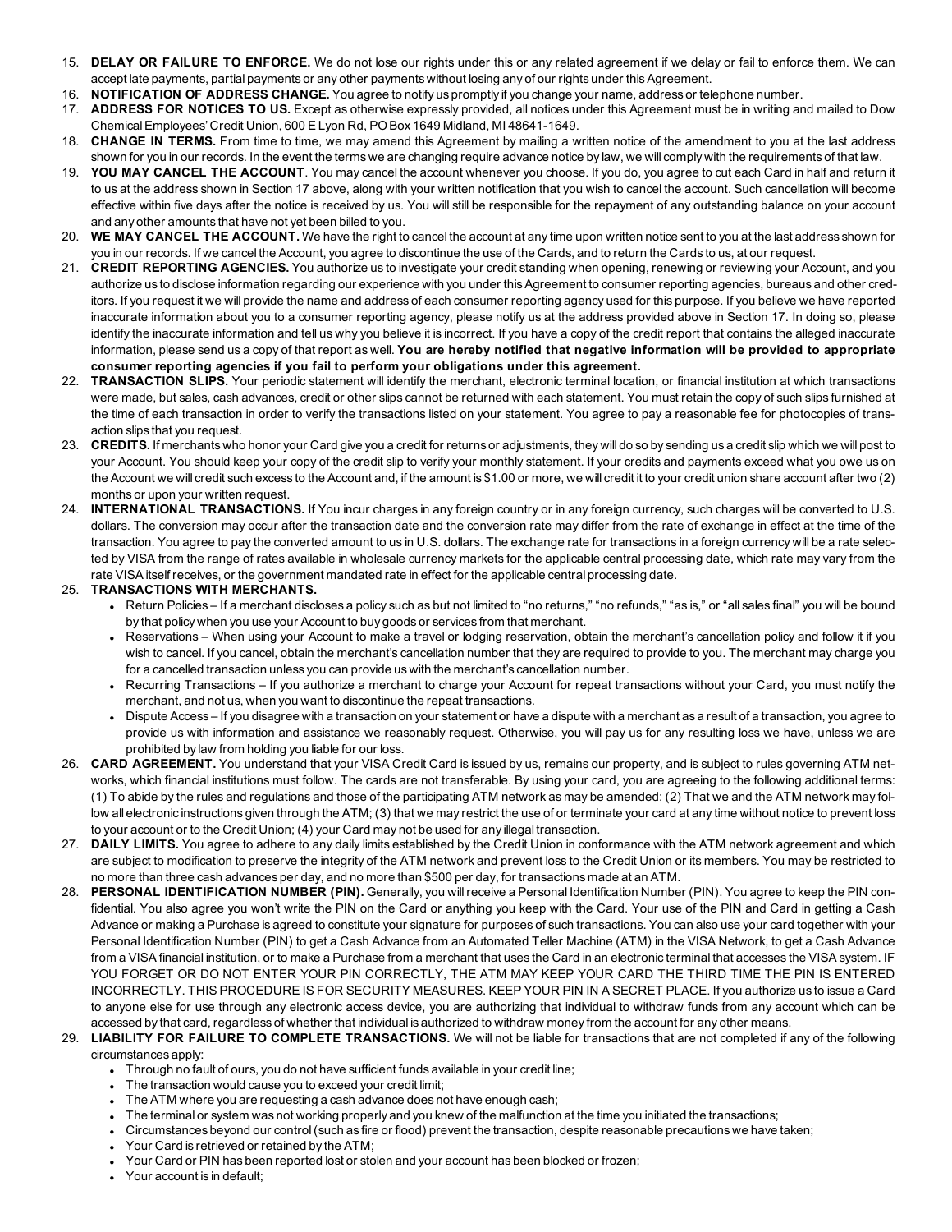15. **DELAY OR FAILURE TO ENFORCE.** We do not lose our rights under this or any related agreement if we delay or fail to enforce them. We can accept late payments, partial payments or any other payments without losing any of our rights under this Agreement.
16. **NOTIFICATION OF ADDRESS CHANGE.** You agree to notify us promptly if you change your name, address or telephone number.
17. **ADDRESS FOR NOTICES TO US.** Except as otherwise expressly provided, all notices under this Agreement must be in writing and mailed to Dow Chemical Employees' Credit Union, 600 E Lyon Rd, PO Box 1649 Midland, MI 48641-1649.
18. **CHANGE IN TERMS.** From time to time, we may amend this Agreement by mailing a written notice of the amendment to you at the last address shown for you in our records. In the event the terms we are changing require advance notice by law, we will comply with the requirements of that law.
19. **YOU MAY CANCEL THE ACCOUNT**. You may cancel the account whenever you choose. If you do, you agree to cut each Card in half and return it to us at the address shown in Section 17 above, along with your written notification that you wish to cancel the account. Such cancellation will become effective within five days after the notice is received by us. You will still be responsible for the repayment of any outstanding balance on your account and any other amounts that have not yet been billed to you.
20. **WE MAY CANCEL THE ACCOUNT.** We have the right to cancel the account at any time upon written notice sent to you at the last address shown for you in our records. If we cancel the Account, you agree to discontinue the use of the Cards, and to return the Cards to us, at our request.
21. **CREDIT REPORTING AGENCIES.** You authorize us to investigate your credit standing when opening, renewing or reviewing your Account, and you authorize us to disclose information regarding our experience with you under this Agreement to consumer reporting agencies, bureaus and other creditors. If you request it we will provide the name and address of each consumer reporting agency used for this purpose. If you believe we have reported inaccurate information about you to a consumer reporting agency, please notify us at the address provided above in Section 17. In doing so, please identify the inaccurate information and tell us why you believe it is incorrect. If you have a copy of the credit report that contains the alleged inaccurate information, please send us a copy of that report as well. **You are hereby notified that negative information will be provided to appropriate consumer reporting agencies if you fail to perform your obligations under this agreement.**
22. **TRANSACTION SLIPS.** Your periodic statement will identify the merchant, electronic terminal location, or financial institution at which transactions were made, but sales, cash advances, credit or other slips cannot be returned with each statement. You must retain the copy of such slips furnished at the time of each transaction in order to verify the transactions listed on your statement. You agree to pay a reasonable fee for photocopies of transaction slips that you request.
23. **CREDITS.** If merchants who honor your Card give you a credit for returns or adjustments, they will do so by sending us a credit slip which we will post to your Account. You should keep your copy of the credit slip to verify your monthly statement. If your credits and payments exceed what you owe us on the Account we will credit such excess to the Account and, if the amount is $1.00 or more, we will credit it to your credit union share account after two (2) months or upon your written request.
24. **INTERNATIONAL TRANSACTIONS.** If You incur charges in any foreign country or in any foreign currency, such charges will be converted to U.S. dollars. The conversion may occur after the transaction date and the conversion rate may differ from the rate of exchange in effect at the time of the transaction. You agree to pay the converted amount to us in U.S. dollars. The exchange rate for transactions in a foreign currency will be a rate selected by VISA from the range of rates available in wholesale currency markets for the applicable central processing date, which rate may vary from the rate VISA itself receives, or the government mandated rate in effect for the applicable central processing date.
25. **TRANSACTIONS WITH MERCHANTS.**
    - Return Policies – If a merchant discloses a policy such as but not limited to "no returns," "no refunds," "as is," or "all sales final" you will be bound by that policy when you use your Account to buy goods or services from that merchant.
    - Reservations – When using your Account to make a travel or lodging reservation, obtain the merchant's cancellation policy and follow it if you wish to cancel. If you cancel, obtain the merchant's cancellation number that they are required to provide to you. The merchant may charge you for a cancelled transaction unless you can provide us with the merchant's cancellation number.
    - Recurring Transactions – If you authorize a merchant to charge your Account for repeat transactions without your Card, you must notify the merchant, and not us, when you want to discontinue the repeat transactions.
    - Dispute Access – If you disagree with a transaction on your statement or have a dispute with a merchant as a result of a transaction, you agree to provide us with information and assistance we reasonably request. Otherwise, you will pay us for any resulting loss we have, unless we are prohibited by law from holding you liable for our loss.
26. **CARD AGREEMENT.** You understand that your VISA Credit Card is issued by us, remains our property, and is subject to rules governing ATM networks, which financial institutions must follow. The cards are not transferable. By using your card, you are agreeing to the following additional terms: (1) To abide by the rules and regulations and those of the participating ATM network as may be amended; (2) That we and the ATM network may follow all electronic instructions given through the ATM; (3) that we may restrict the use of or terminate your card at any time without notice to prevent loss to your account or to the Credit Union; (4) your Card may not be used for any illegal transaction.
27. **DAILY LIMITS.** You agree to adhere to any daily limits established by the Credit Union in conformance with the ATM network agreement and which are subject to modification to preserve the integrity of the ATM network and prevent loss to the Credit Union or its members. You may be restricted to no more than three cash advances per day, and no more than $500 per day, for transactions made at an ATM.
28. **PERSONAL IDENTIFICATION NUMBER (PIN).** Generally, you will receive a Personal Identification Number (PIN). You agree to keep the PIN confidential. You also agree you won't write the PIN on the Card or anything you keep with the Card. Your use of the PIN and Card in getting a Cash Advance or making a Purchase is agreed to constitute your signature for purposes of such transactions. You can also use your card together with your Personal Identification Number (PIN) to get a Cash Advance from an Automated Teller Machine (ATM) in the VISA Network, to get a Cash Advance from a VISA financial institution, or to make a Purchase from a merchant that uses the Card in an electronic terminal that accesses the VISA system. IF YOU FORGET OR DO NOT ENTER YOUR PIN CORRECTLY, THE ATM MAY KEEP YOUR CARD THE THIRD TIME THE PIN IS ENTERED INCORRECTLY. THIS PROCEDURE IS FOR SECURITY MEASURES. KEEP YOUR PIN IN A SECRET PLACE. If you authorize us to issue a Card to anyone else for use through any electronic access device, you are authorizing that individual to withdraw funds from any account which can be accessed by that card, regardless of whether that individual is authorized to withdraw money from the account for any other means.
29. **LIABILITY FOR FAILURE TO COMPLETE TRANSACTIONS.** We will not be liable for transactions that are not completed if any of the following circumstances apply:
    - Through no fault of ours, you do not have sufficient funds available in your credit line;
    - The transaction would cause you to exceed your credit limit;
    - The ATM where you are requesting a cash advance does not have enough cash;
    - The terminal or system was not working properly and you knew of the malfunction at the time you initiated the transactions;
    - Circumstances beyond our control (such as fire or flood) prevent the transaction, despite reasonable precautions we have taken;
    - Your Card is retrieved or retained by the ATM;
    - Your Card or PIN has been reported lost or stolen and your account has been blocked or frozen;
    - Your account is in default;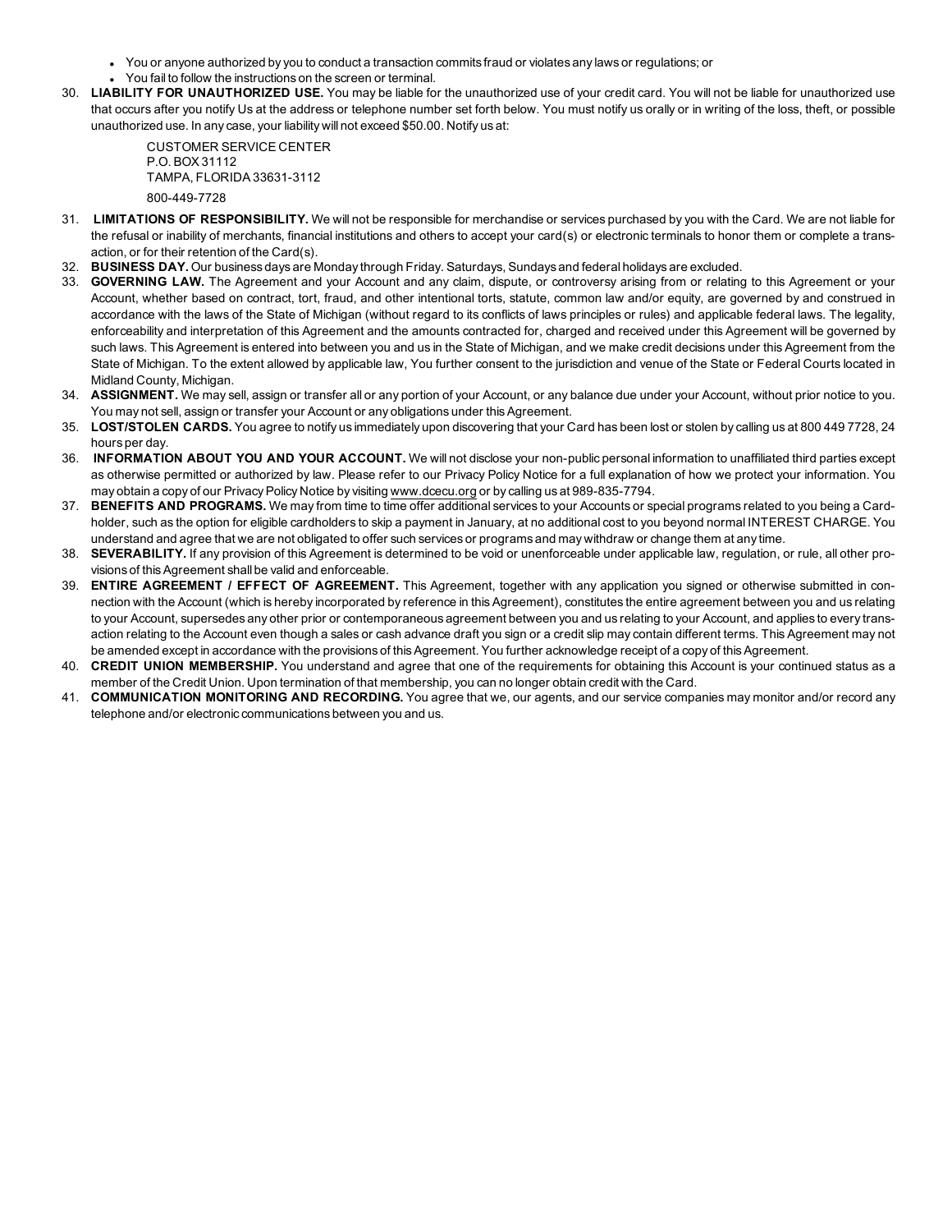- You or anyone authorized by you to conduct a transaction commits fraud or violates any laws or regulations; or
- You fail to follow the instructions on the screen or terminal.

30. **LIABILITY FOR UNAUTHORIZED USE.** You may be liable for the unauthorized use of your credit card. You will not be liable for unauthorized use that occurs after you notify Us at the address or telephone number set forth below. You must notify us orally or in writing of the loss, theft, or possible unauthorized use. In any case, your liability will not exceed $50.00. Notify us at:

    CUSTOMER SERVICE CENTER
    P.O. BOX 31112
    TAMPA, FLORIDA 33631-3112

    800-449-7728

31. **LIMITATIONS OF RESPONSIBILITY.** We will not be responsible for merchandise or services purchased by you with the Card. We are not liable for the refusal or inability of merchants, financial institutions and others to accept your card(s) or electronic terminals to honor them or complete a transaction, or for their retention of the Card(s).
32. **BUSINESS DAY.** Our business days are Monday through Friday. Saturdays, Sundays and federal holidays are excluded.
33. **GOVERNING LAW.** The Agreement and your Account and any claim, dispute, or controversy arising from or relating to this Agreement or your Account, whether based on contract, tort, fraud, and other intentional torts, statute, common law and/or equity, are governed by and construed in accordance with the laws of the State of Michigan (without regard to its conflicts of laws principles or rules) and applicable federal laws. The legality, enforceability and interpretation of this Agreement and the amounts contracted for, charged and received under this Agreement will be governed by such laws. This Agreement is entered into between you and us in the State of Michigan, and we make credit decisions under this Agreement from the State of Michigan. To the extent allowed by applicable law, You further consent to the jurisdiction and venue of the State or Federal Courts located in Midland County, Michigan.
34. **ASSIGNMENT.** We may sell, assign or transfer all or any portion of your Account, or any balance due under your Account, without prior notice to you. You may not sell, assign or transfer your Account or any obligations under this Agreement.
35. **LOST/STOLEN CARDS.** You agree to notify us immediately upon discovering that your Card has been lost or stolen by calling us at 800 449 7728, 24 hours per day.
36. **INFORMATION ABOUT YOU AND YOUR ACCOUNT.** We will not disclose your non-public personal information to unaffiliated third parties except as otherwise permitted or authorized by law. Please refer to our Privacy Policy Notice for a full explanation of how we protect your information. You may obtain a copy of our Privacy Policy Notice by visiting www.dcecu.org or by calling us at 989-835-7794.
37. **BENEFITS AND PROGRAMS.** We may from time to time offer additional services to your Accounts or special programs related to you being a Cardholder, such as the option for eligible cardholders to skip a payment in January, at no additional cost to you beyond normal INTEREST CHARGE. You understand and agree that we are not obligated to offer such services or programs and may withdraw or change them at any time.
38. **SEVERABILITY.** If any provision of this Agreement is determined to be void or unenforceable under applicable law, regulation, or rule, all other provisions of this Agreement shall be valid and enforceable.
39. **ENTIRE AGREEMENT / EFFECT OF AGREEMENT.** This Agreement, together with any application you signed or otherwise submitted in connection with the Account (which is hereby incorporated by reference in this Agreement), constitutes the entire agreement between you and us relating to your Account, supersedes any other prior or contemporaneous agreement between you and us relating to your Account, and applies to every transaction relating to the Account even though a sales or cash advance draft you sign or a credit slip may contain different terms. This Agreement may not be amended except in accordance with the provisions of this Agreement. You further acknowledge receipt of a copy of this Agreement.
40. **CREDIT UNION MEMBERSHIP.** You understand and agree that one of the requirements for obtaining this Account is your continued status as a member of the Credit Union. Upon termination of that membership, you can no longer obtain credit with the Card.
41. **COMMUNICATION MONITORING AND RECORDING.** You agree that we, our agents, and our service companies may monitor and/or record any telephone and/or electronic communications between you and us.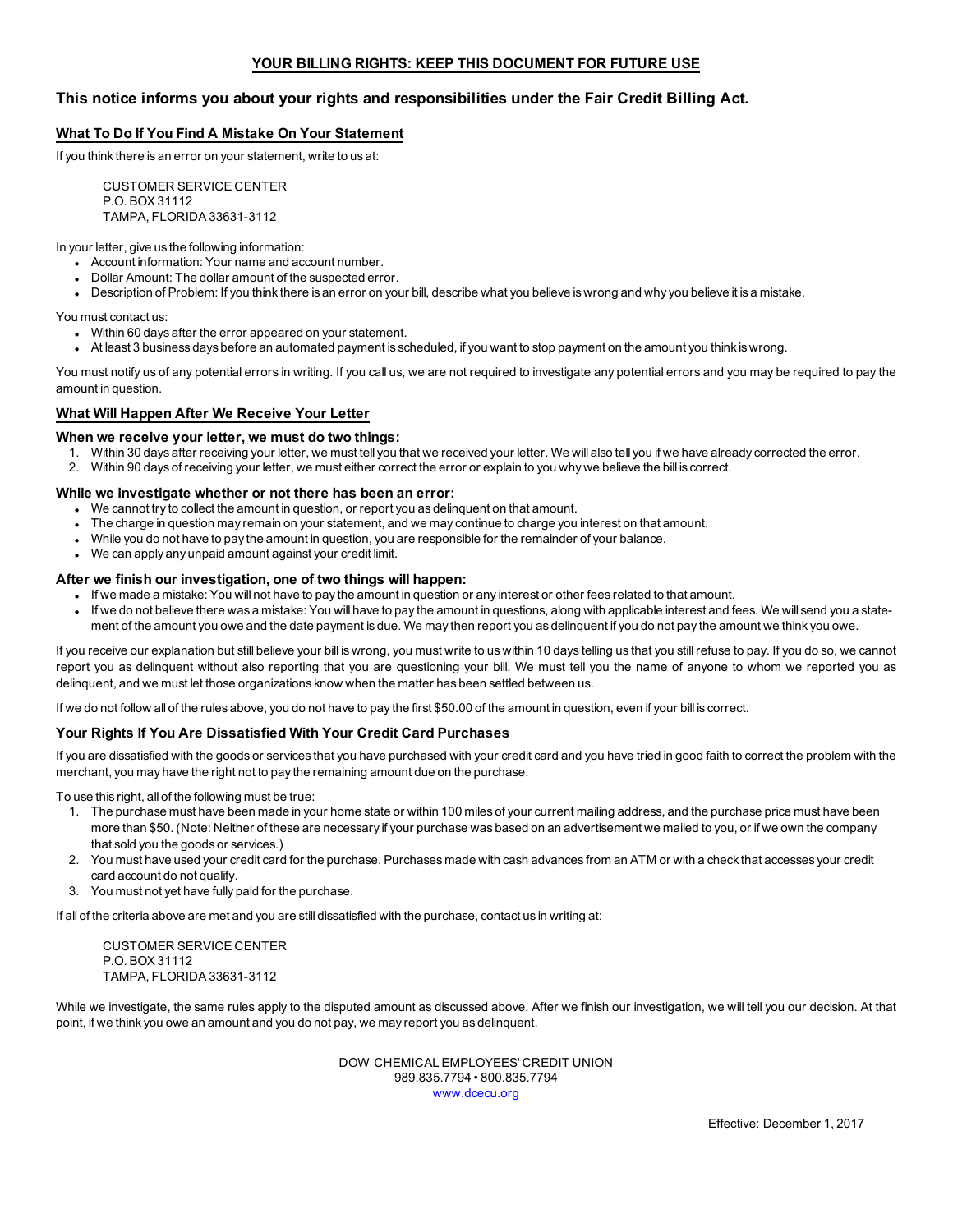## YOUR BILLING RIGHTS: KEEP THIS DOCUMENT FOR FUTURE USE

### This notice informs you about your rights and responsibilities under the Fair Credit Billing Act.

#### What To Do If You Find A Mistake On Your Statement

If you think there is an error on your statement, write to us at:

CUSTOMER SERVICE CENTER
P.O. BOX 31112
TAMPA, FLORIDA 33631-3112

In your letter, give us the following information:

- Account information: Your name and account number.
- Dollar Amount: The dollar amount of the suspected error.
- Description of Problem: If you think there is an error on your bill, describe what you believe is wrong and why you believe it is a mistake.

You must contact us:

- Within 60 days after the error appeared on your statement.
- At least 3 business days before an automated payment is scheduled, if you want to stop payment on the amount you think is wrong.

You must notify us of any potential errors in writing. If you call us, we are not required to investigate any potential errors and you may be required to pay the amount in question.

#### What Will Happen After We Receive Your Letter

**When we receive your letter, we must do two things:**

1. Within 30 days after receiving your letter, we must tell you that we received your letter. We will also tell you if we have already corrected the error.
2. Within 90 days of receiving your letter, we must either correct the error or explain to you why we believe the bill is correct.

**While we investigate whether or not there has been an error:**

- We cannot try to collect the amount in question, or report you as delinquent on that amount.
- The charge in question may remain on your statement, and we may continue to charge you interest on that amount.
- While you do not have to pay the amount in question, you are responsible for the remainder of your balance.
- We can apply any unpaid amount against your credit limit.

**After we finish our investigation, one of two things will happen:**

- If we made a mistake: You will not have to pay the amount in question or any interest or other fees related to that amount.
- If we do not believe there was a mistake: You will have to pay the amount in questions, along with applicable interest and fees. We will send you a statement of the amount you owe and the date payment is due. We may then report you as delinquent if you do not pay the amount we think you owe.

If you receive our explanation but still believe your bill is wrong, you must write to us within 10 days telling us that you still refuse to pay. If you do so, we cannot report you as delinquent without also reporting that you are questioning your bill. We must tell you the name of anyone to whom we reported you as delinquent, and we must let those organizations know when the matter has been settled between us.

If we do not follow all of the rules above, you do not have to pay the first $50.00 of the amount in question, even if your bill is correct.

#### Your Rights If You Are Dissatisfied With Your Credit Card Purchases

If you are dissatisfied with the goods or services that you have purchased with your credit card and you have tried in good faith to correct the problem with the merchant, you may have the right not to pay the remaining amount due on the purchase.

To use this right, all of the following must be true:

1. The purchase must have been made in your home state or within 100 miles of your current mailing address, and the purchase price must have been more than $50. (Note: Neither of these are necessary if your purchase was based on an advertisement we mailed to you, or if we own the company that sold you the goods or services.)
2. You must have used your credit card for the purchase. Purchases made with cash advances from an ATM or with a check that accesses your credit card account do not qualify.
3. You must not yet have fully paid for the purchase.

If all of the criteria above are met and you are still dissatisfied with the purchase, contact us in writing at:

CUSTOMER SERVICE CENTER
P.O. BOX 31112
TAMPA, FLORIDA 33631-3112

While we investigate, the same rules apply to the disputed amount as discussed above. After we finish our investigation, we will tell you our decision. At that point, if we think you owe an amount and you do not pay, we may report you as delinquent.

DOW CHEMICAL EMPLOYEES' CREDIT UNION
989.835.7794 • 800.835.7794
www.dcecu.org

Effective: December 1, 2017